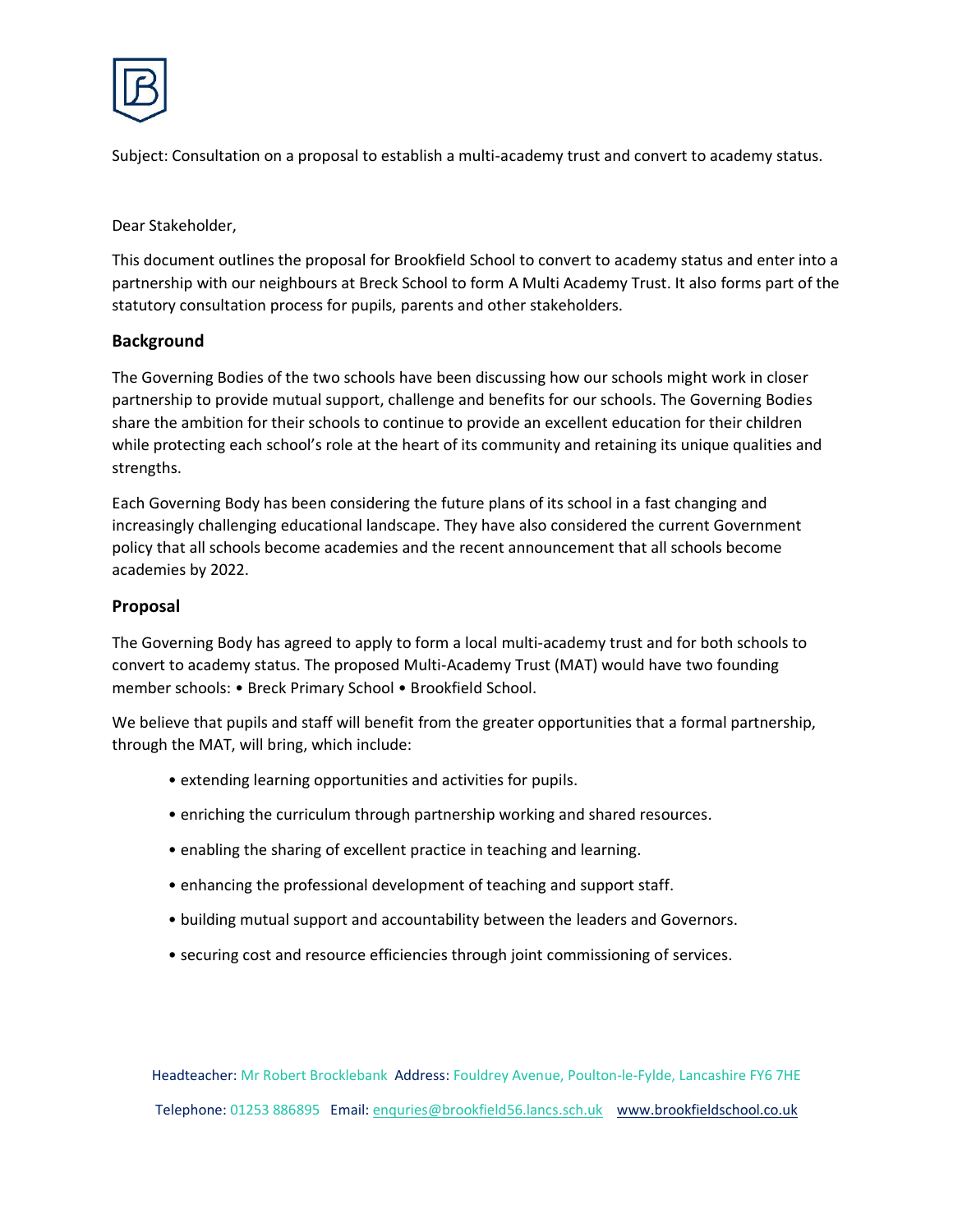Subject: Consultation on a proposal to establish a multi-academy trust and convert to academy status.

Dear Stakeholder,

This document outlines the proposal for Brookfield School to convert to academy status and enter into a partnership with our neighbours at Breck School to form A Multi Academy Trust. It also forms part of the statutory consultation process for pupils, parents and other stakeholders.

## Background

The Governing Bodies of the two schools have been discussing how our schools might work in closer partnership to provide mutual support, challenge and benefits for our schools. The Governing Bodies share the ambition for their schools to continue to provide an excellent education for their children while protecting each school's role at the heart of its community and retaining its unique qualities and strengths.

Each Governing Body has been considering the future plans of its school in a fast changing and increasingly challenging educational landscape. They have also considered the current Government policy that all schools become academies and the recent announcement that all schools become academies by 2022.

## Proposal

The Governing Body has agreed to apply to form a local multi-academy trust and for both schools to convert to academy status. The proposed Multi-Academy Trust (MAT) would have two founding member schools: • Breck Primary School • Brookfield School.

We believe that pupils and staff will benefit from the greater opportunities that a formal partnership, through the MAT, will bring, which include:

- extending learning opportunities and activities for pupils.
- enriching the curriculum through partnership working and shared resources.
- enabling the sharing of excellent practice in teaching and learning.
- enhancing the professional development of teaching and support staff.
- building mutual support and accountability between the leaders and Governors.
- securing cost and resource efficiencies through joint commissioning of services.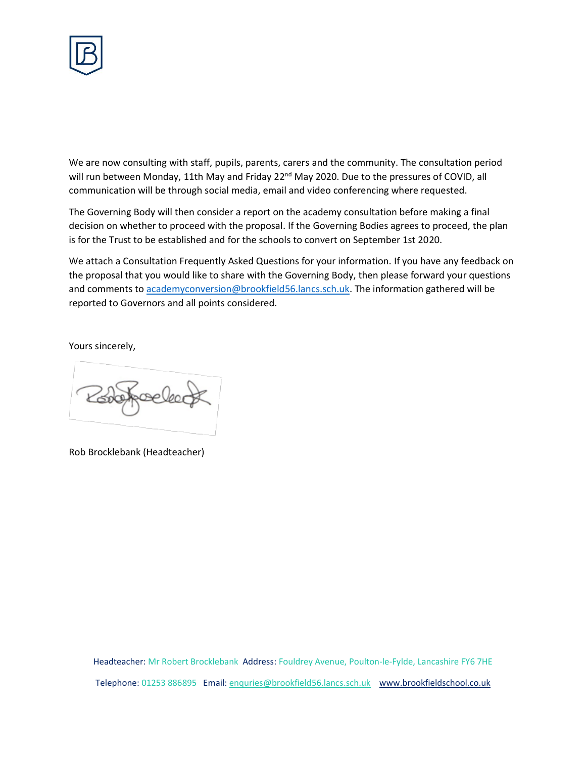We are now consulting with staff, pupils, parents, carers and the community. The consultation period will run between Monday, 11th May and Friday 22nd May 2020. Due to the pressures of COVID, all communication will be through social media, email and video conferencing where requested.

The Governing Body will then consider a report on the academy consultation before making a final decision on whether to proceed with the proposal. If the Governing Bodies agrees to proceed, the plan is for the Trust to be established and for the schools to convert on September 1st 2020.

We attach a Consultation Frequently Asked Questions for your information. If you have any feedback on the proposal that you would like to share with the Governing Body, then please forward your questions and comments to academyconversion@brookfield56.lancs.sch.uk. The information gathered will be reported to Governors and all points considered.

Yours sincerely,

Rob Brocklebank (Headteacher)

Headteacher: Mr Robert Brocklebank Address: Fouldrey Avenue, Poulton-le-Fylde, Lancashire FY6 7HE

Telephone: 01253 886895 Email: enquries@brookfield56.lancs.sch.uk www.brookfieldschool.co.uk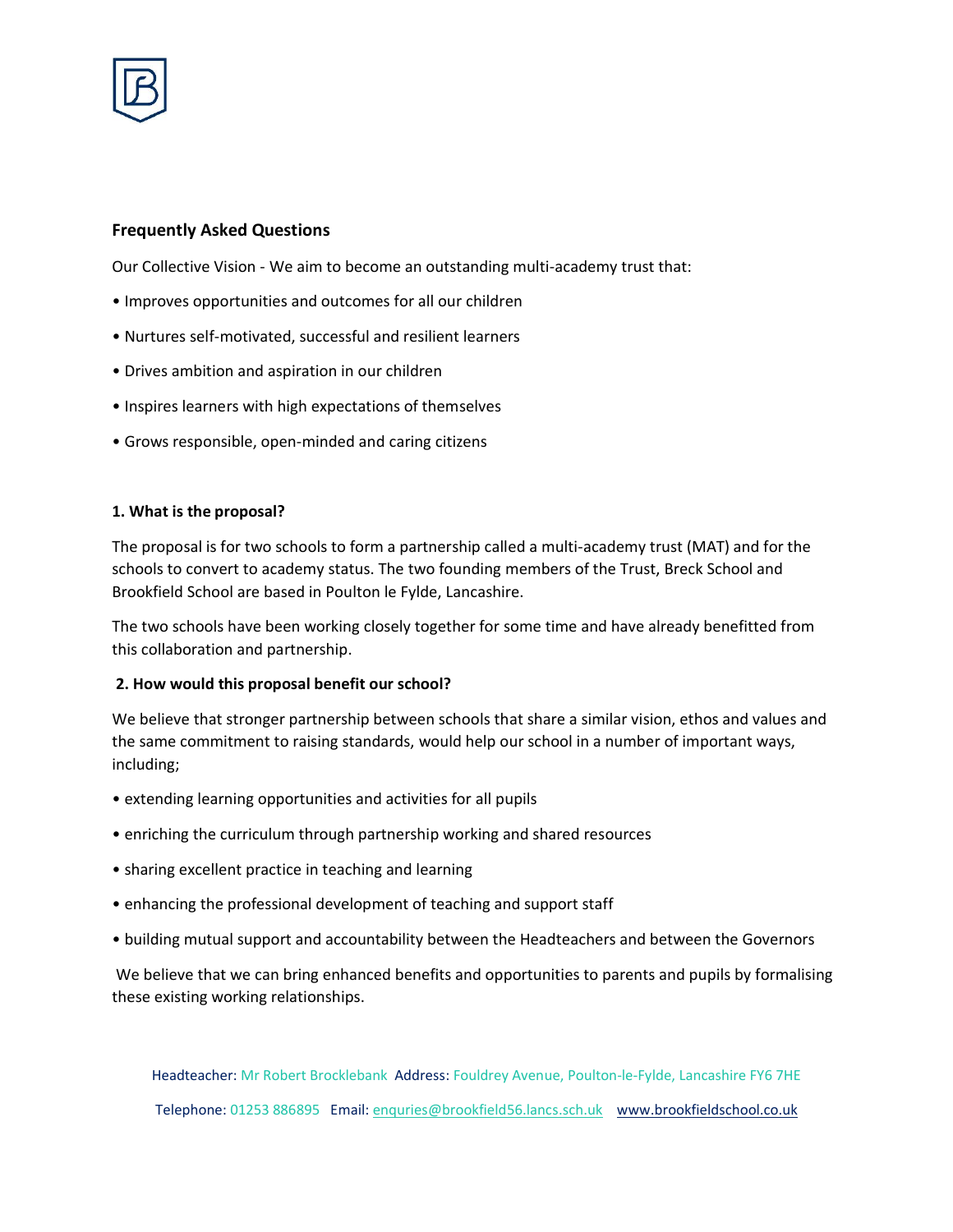## Frequently Asked Questions

Our Collective Vision - We aim to become an outstanding multi-academy trust that:

- Improves opportunities and outcomes for all our children
- Nurtures self-motivated, successful and resilient learners
- Drives ambition and aspiration in our children
- Inspires learners with high expectations of themselves
- Grows responsible, open-minded and caring citizens

### 1. What is the proposal?

The proposal is for two schools to form a partnership called a multi-academy trust (MAT) and for the schools to convert to academy status. The two founding members of the Trust, Breck School and Brookfield School are based in Poulton le Fylde, Lancashire.

The two schools have been working closely together for some time and have already benefitted from this collaboration and partnership.

### 2. How would this proposal benefit our school?

We believe that stronger partnership between schools that share a similar vision, ethos and values and the same commitment to raising standards, would help our school in a number of important ways, including;

- extending learning opportunities and activities for all pupils
- enriching the curriculum through partnership working and shared resources
- sharing excellent practice in teaching and learning
- enhancing the professional development of teaching and support staff
- building mutual support and accountability between the Headteachers and between the Governors

We believe that we can bring enhanced benefits and opportunities to parents and pupils by formalising these existing working relationships.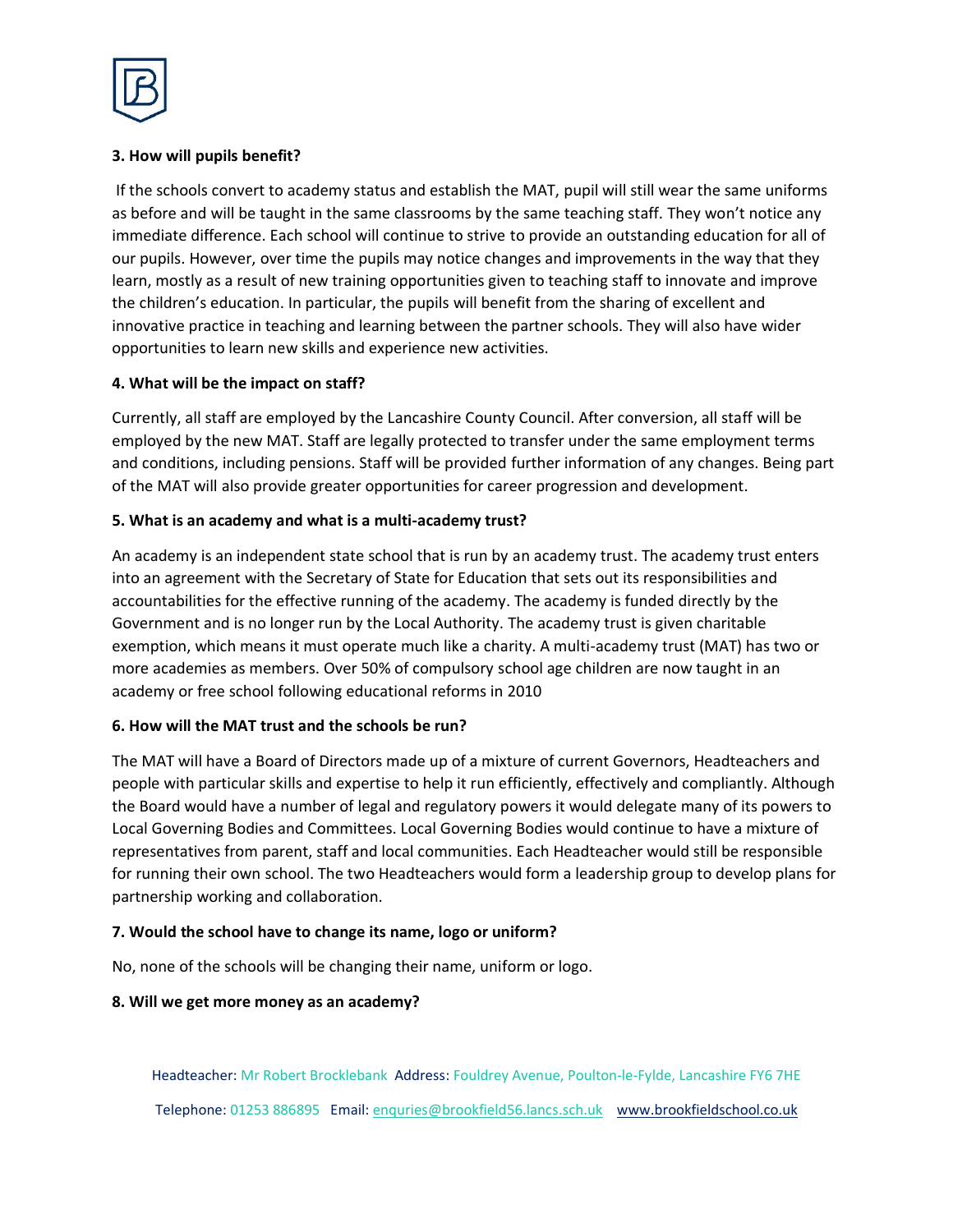**3. How will pupils benefit?**

If the schools convert to academy status and establish the MAT, pupil will still wear the same uniforms as before and will be taught in the same classrooms by the same teaching staff. They won't notice any immediate difference. Each school will continue to strive to provide an outstanding education for all of our pupils. However, over time the pupils may notice changes and improvements in the way that they learn, mostly as a result of new training opportunities given to teaching staff to innovate and improve the children's education. In particular, the pupils will benefit from the sharing of excellent and innovative practice in teaching and learning between the partner schools. They will also have wider opportunities to learn new skills and experience new activities.

**4. What will be the impact on staff?**

Currently, all staff are employed by the Lancashire County Council. After conversion, all staff will be employed by the new MAT. Staff are legally protected to transfer under the same employment terms and conditions, including pensions. Staff will be provided further information of any changes. Being part of the MAT will also provide greater opportunities for career progression and development.

**5. What is an academy and what is a multi-academy trust?**

An academy is an independent state school that is run by an academy trust. The academy trust enters into an agreement with the Secretary of State for Education that sets out its responsibilities and accountabilities for the effective running of the academy. The academy is funded directly by the Government and is no longer run by the Local Authority. The academy trust is given charitable exemption, which means it must operate much like a charity. A multi-academy trust (MAT) has two or more academies as members. Over 50% of compulsory school age children are now taught in an academy or free school following educational reforms in 2010

**6. How will the MAT trust and the schools be run?**

The MAT will have a Board of Directors made up of a mixture of current Governors, Headteachers and people with particular skills and expertise to help it run efficiently, effectively and compliantly. Although the Board would have a number of legal and regulatory powers it would delegate many of its powers to Local Governing Bodies and Committees. Local Governing Bodies would continue to have a mixture of representatives from parent, staff and local communities. Each Headteacher would still be responsible for running their own school. The two Headteachers would form a leadership group to develop plans for partnership working and collaboration.

**7. Would the school have to change its name, logo or uniform?**

No, none of the schools will be changing their name, uniform or logo.

**8. Will we get more money as an academy?**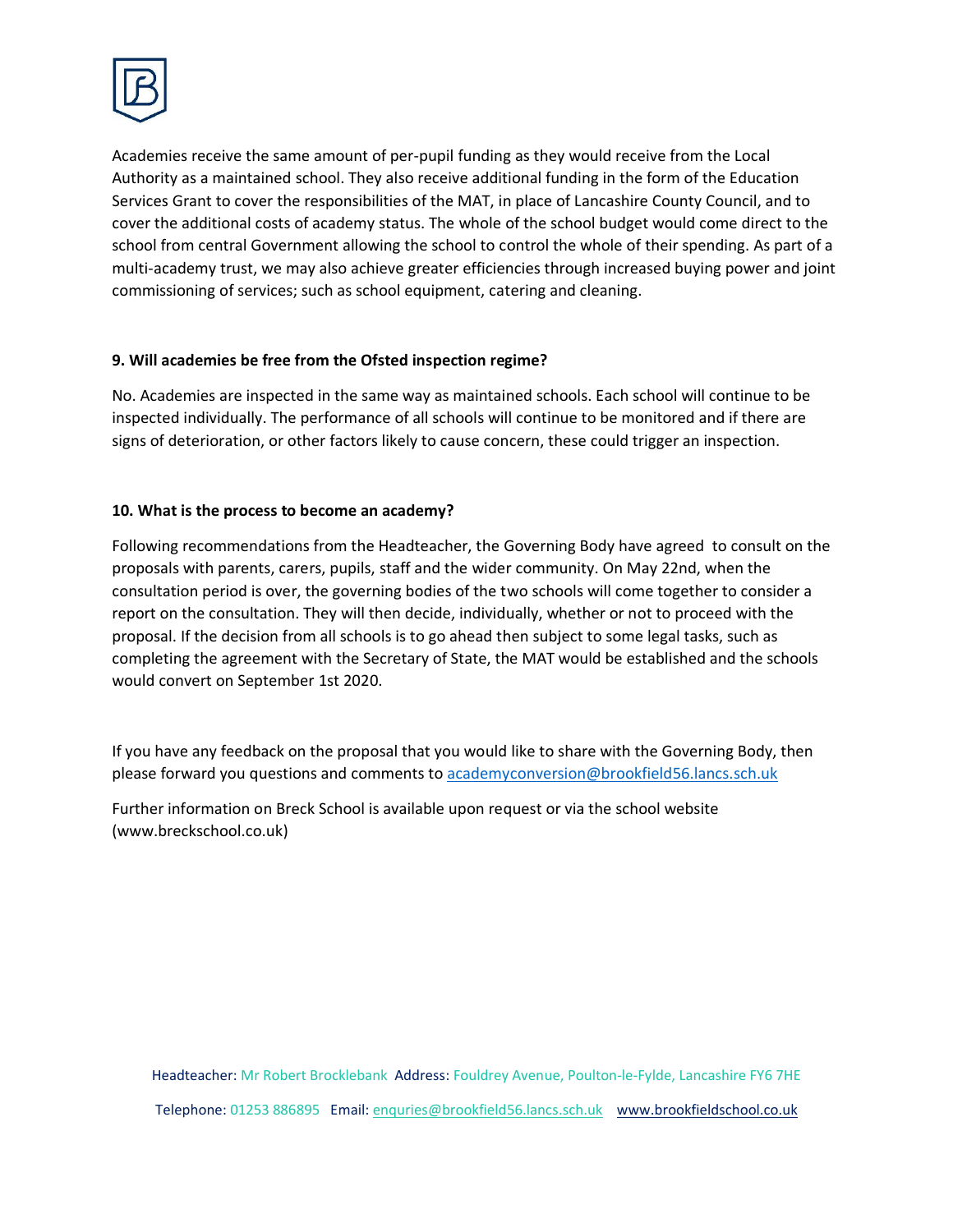Academies receive the same amount of per-pupil funding as they would receive from the Local Authority as a maintained school. They also receive additional funding in the form of the Education Services Grant to cover the responsibilities of the MAT, in place of Lancashire County Council, and to cover the additional costs of academy status. The whole of the school budget would come direct to the school from central Government allowing the school to control the whole of their spending. As part of a multi-academy trust, we may also achieve greater efficiencies through increased buying power and joint commissioning of services; such as school equipment, catering and cleaning.

**9. Will academies be free from the Ofsted inspection regime?**

No. Academies are inspected in the same way as maintained schools. Each school will continue to be inspected individually. The performance of all schools will continue to be monitored and if there are signs of deterioration, or other factors likely to cause concern, these could trigger an inspection.

**10. What is the process to become an academy?**

Following recommendations from the Headteacher, the Governing Body have agreed to consult on the proposals with parents, carers, pupils, staff and the wider community. On May 22nd, when the consultation period is over, the governing bodies of the two schools will come together to consider a report on the consultation. They will then decide, individually, whether or not to proceed with the proposal. If the decision from all schools is to go ahead then subject to some legal tasks, such as completing the agreement with the Secretary of State, the MAT would be established and the schools would convert on September 1st 2020.

If you have any feedback on the proposal that you would like to share with the Governing Body, then please forward you questions and comments to academyconversion@brookfield56.lancs.sch.uk

Further information on Breck School is available upon request or via the school website (www.breckschool.co.uk)

Headteacher: Mr Robert Brocklebank Address: Fouldrey Avenue, Poulton-le-Fylde, Lancashire FY6 7HE

Telephone: 01253 886895 Email: enquries@brookfield56.lancs.sch.uk www.brookfieldschool.co.uk